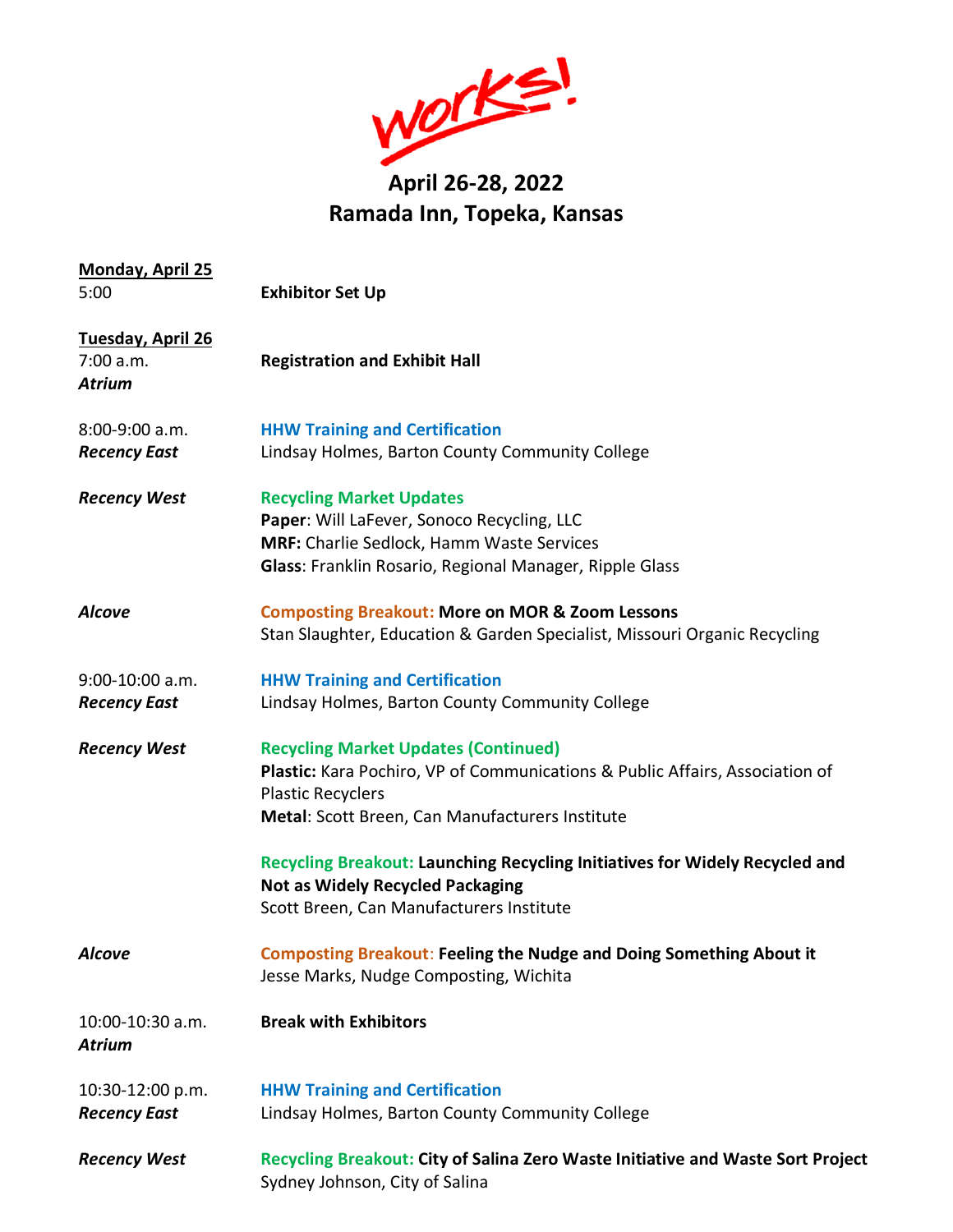# Works!

## April 26-28, 2022
## Ramada Inn, Topeka, Kansas

**Monday, April 25**

5:00 — **Exhibitor Set Up**

**Tuesday, April 26**

7:00 a.m.
***Atrium***
**Registration and Exhibit Hall**

8:00-9:00 a.m.
***Recency East***
**HHW Training and Certification**
Lindsay Holmes, Barton County Community College

***Recency West***
**Recycling Market Updates**
**Paper**: Will LaFever, Sonoco Recycling, LLC
**MRF:** Charlie Sedlock, Hamm Waste Services
**Glass**: Franklin Rosario, Regional Manager, Ripple Glass

***Alcove***
**Composting Breakout: More on MOR & Zoom Lessons**
Stan Slaughter, Education & Garden Specialist, Missouri Organic Recycling

9:00-10:00 a.m.
***Recency East***
**HHW Training and Certification**
Lindsay Holmes, Barton County Community College

***Recency West***
**Recycling Market Updates (Continued)**
**Plastic:** Kara Pochiro, VP of Communications & Public Affairs, Association of Plastic Recyclers
**Metal**: Scott Breen, Can Manufacturers Institute

**Recycling Breakout: Launching Recycling Initiatives for Widely Recycled and Not as Widely Recycled Packaging**
Scott Breen, Can Manufacturers Institute

***Alcove***
**Composting Breakout: Feeling the Nudge and Doing Something About it**
Jesse Marks, Nudge Composting, Wichita

10:00-10:30 a.m.
***Atrium***
**Break with Exhibitors**

10:30-12:00 p.m.
***Recency East***
**HHW Training and Certification**
Lindsay Holmes, Barton County Community College

***Recency West***
**Recycling Breakout: City of Salina Zero Waste Initiative and Waste Sort Project**
Sydney Johnson, City of Salina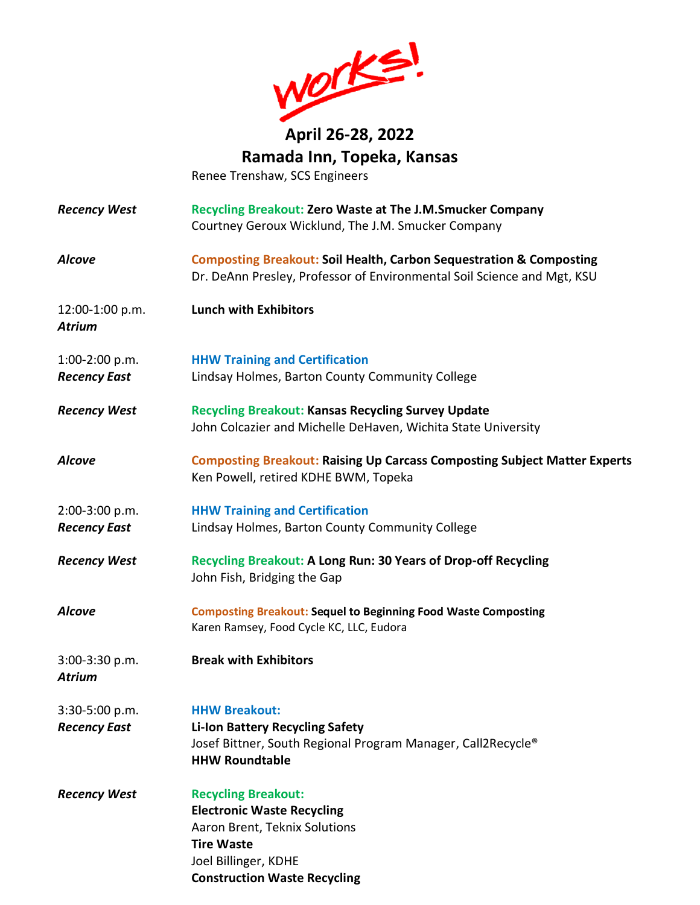works!

**April 26-28, 2022**
**Ramada Inn, Topeka, Kansas**

Renee Trenshaw, SCS Engineers

***Recency West*** — **Recycling Breakout: Zero Waste at The J.M.Smucker Company**
Courtney Geroux Wicklund, The J.M. Smucker Company

***Alcove*** — **Composting Breakout: Soil Health, Carbon Sequestration & Composting**
Dr. DeAnn Presley, Professor of Environmental Soil Science and Mgt, KSU

12:00-1:00 p.m.
***Atrium*** — **Lunch with Exhibitors**

1:00-2:00 p.m.
***Recency East*** — **HHW Training and Certification**
Lindsay Holmes, Barton County Community College

***Recency West*** — **Recycling Breakout: Kansas Recycling Survey Update**
John Colcazier and Michelle DeHaven, Wichita State University

***Alcove*** — **Composting Breakout: Raising Up Carcass Composting Subject Matter Experts**
Ken Powell, retired KDHE BWM, Topeka

2:00-3:00 p.m.
***Recency East*** — **HHW Training and Certification**
Lindsay Holmes, Barton County Community College

***Recency West*** — **Recycling Breakout: A Long Run: 30 Years of Drop-off Recycling**
John Fish, Bridging the Gap

***Alcove*** — **Composting Breakout: Sequel to Beginning Food Waste Composting**
Karen Ramsey, Food Cycle KC, LLC, Eudora

3:00-3:30 p.m.
***Atrium*** — **Break with Exhibitors**

3:30-5:00 p.m.
***Recency East*** — **HHW Breakout:**
**Li-Ion Battery Recycling Safety**
Josef Bittner, South Regional Program Manager, Call2Recycle®
**HHW Roundtable**

***Recency West*** — **Recycling Breakout:**
**Electronic Waste Recycling**
Aaron Brent, Teknix Solutions
**Tire Waste**
Joel Billinger, KDHE
**Construction Waste Recycling**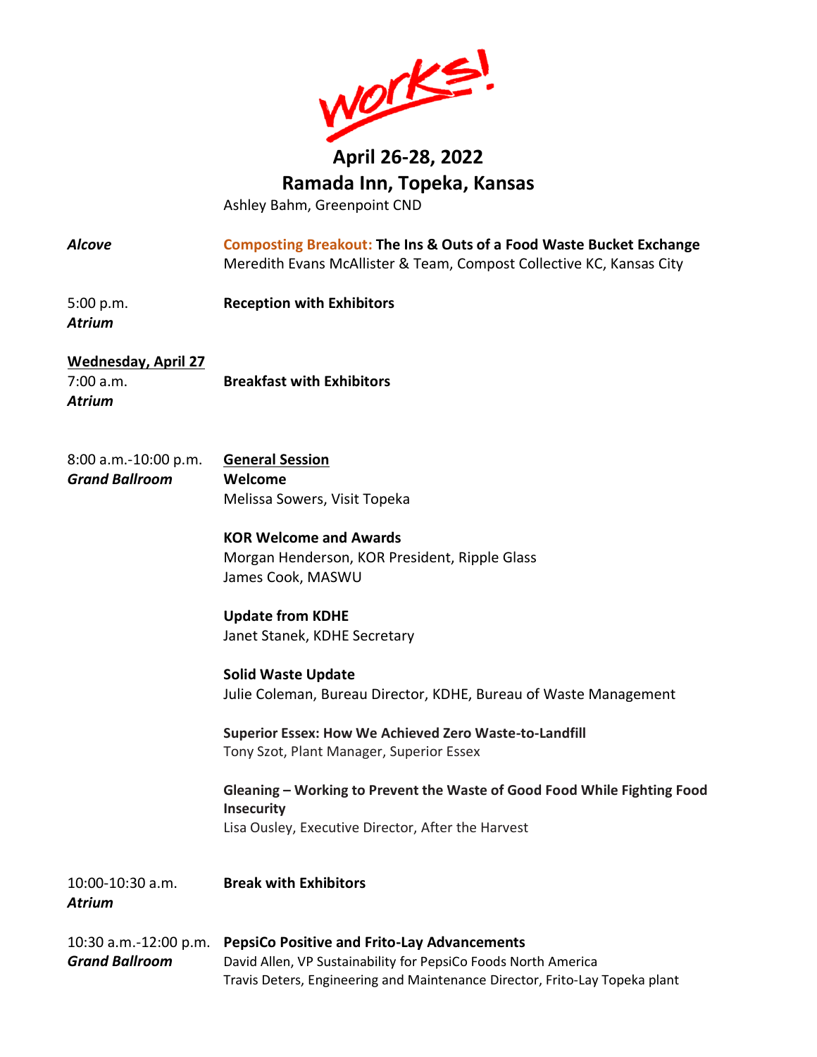**April 26-28, 2022**
**Ramada Inn, Topeka, Kansas**

Ashley Bahm, Greenpoint CND

***Alcove*** — **Composting Breakout: The Ins & Outs of a Food Waste Bucket Exchange**
Meredith Evans McAllister & Team, Compost Collective KC, Kansas City

5:00 p.m.
***Atrium***
**Reception with Exhibitors**

**Wednesday, April 27**

7:00 a.m.
***Atrium***
**Breakfast with Exhibitors**

8:00 a.m.-10:00 p.m.
***Grand Ballroom***
**General Session**

**Welcome**
Melissa Sowers, Visit Topeka

**KOR Welcome and Awards**
Morgan Henderson, KOR President, Ripple Glass
James Cook, MASWU

**Update from KDHE**
Janet Stanek, KDHE Secretary

**Solid Waste Update**
Julie Coleman, Bureau Director, KDHE, Bureau of Waste Management

**Superior Essex: How We Achieved Zero Waste-to-Landfill**
Tony Szot, Plant Manager, Superior Essex

**Gleaning – Working to Prevent the Waste of Good Food While Fighting Food Insecurity**
Lisa Ousley, Executive Director, After the Harvest

10:00-10:30 a.m.
***Atrium***
**Break with Exhibitors**

10:30 a.m.-12:00 p.m.
***Grand Ballroom***
**PepsiCo Positive and Frito-Lay Advancements**
David Allen, VP Sustainability for PepsiCo Foods North America
Travis Deters, Engineering and Maintenance Director, Frito-Lay Topeka plant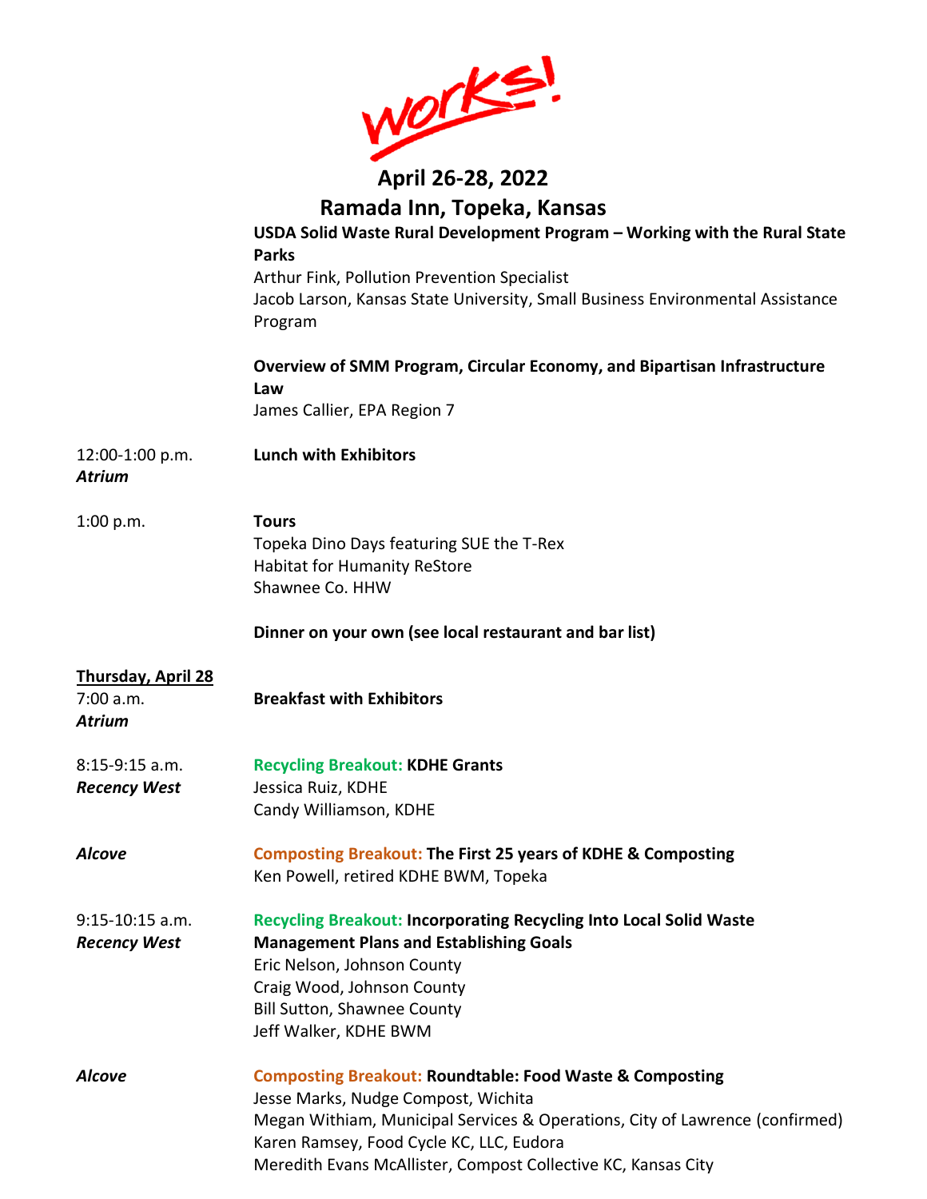Works!

**April 26-28, 2022**
**Ramada Inn, Topeka, Kansas**

**USDA Solid Waste Rural Development Program – Working with the Rural State Parks**
Arthur Fink, Pollution Prevention Specialist
Jacob Larson, Kansas State University, Small Business Environmental Assistance Program

**Overview of SMM Program, Circular Economy, and Bipartisan Infrastructure Law**
James Callier, EPA Region 7

12:00-1:00 p.m. — **Lunch with Exhibitors**
***Atrium***

1:00 p.m. — **Tours**
Topeka Dino Days featuring SUE the T-Rex
Habitat for Humanity ReStore
Shawnee Co. HHW

**Dinner on your own (see local restaurant and bar list)**

## Thursday, April 28

7:00 a.m. — **Breakfast with Exhibitors**
***Atrium***

8:15-9:15 a.m.
***Recency West*** — **Recycling Breakout: KDHE Grants**
Jessica Ruiz, KDHE
Candy Williamson, KDHE

***Alcove*** — **Composting Breakout: The First 25 years of KDHE & Composting**
Ken Powell, retired KDHE BWM, Topeka

9:15-10:15 a.m.
***Recency West*** — **Recycling Breakout: Incorporating Recycling Into Local Solid Waste Management Plans and Establishing Goals**
Eric Nelson, Johnson County
Craig Wood, Johnson County
Bill Sutton, Shawnee County
Jeff Walker, KDHE BWM

***Alcove*** — **Composting Breakout: Roundtable: Food Waste & Composting**
Jesse Marks, Nudge Compost, Wichita
Megan Withiam, Municipal Services & Operations, City of Lawrence (confirmed)
Karen Ramsey, Food Cycle KC, LLC, Eudora
Meredith Evans McAllister, Compost Collective KC, Kansas City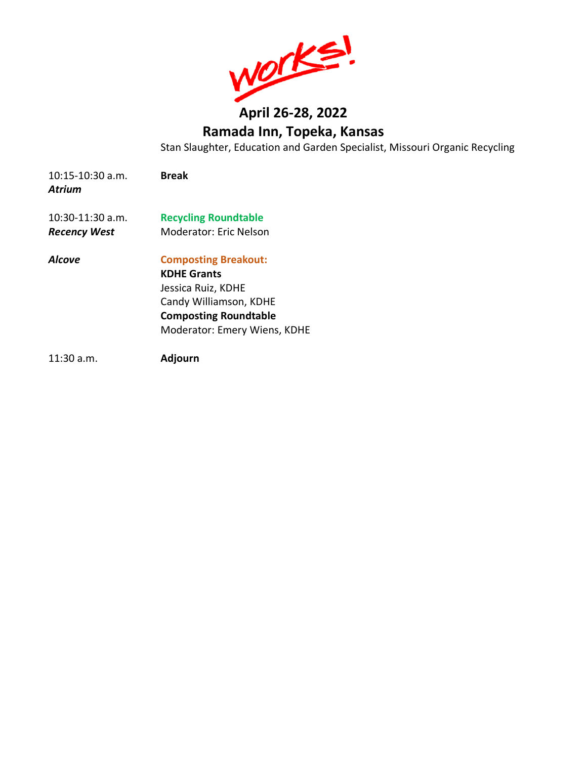Works!

**April 26-28, 2022**
**Ramada Inn, Topeka, Kansas**

Stan Slaughter, Education and Garden Specialist, Missouri Organic Recycling

| | |
|---|---|
| 10:15-10:30 a.m.<br>***Atrium*** | **Break** |
| 10:30-11:30 a.m.<br>***Recency West*** | **Recycling Roundtable**<br>Moderator: Eric Nelson |
| ***Alcove*** | **Composting Breakout:**<br>**KDHE Grants**<br>Jessica Ruiz, KDHE<br>Candy Williamson, KDHE<br>**Composting Roundtable**<br>Moderator: Emery Wiens, KDHE |
| 11:30 a.m. | **Adjourn** |